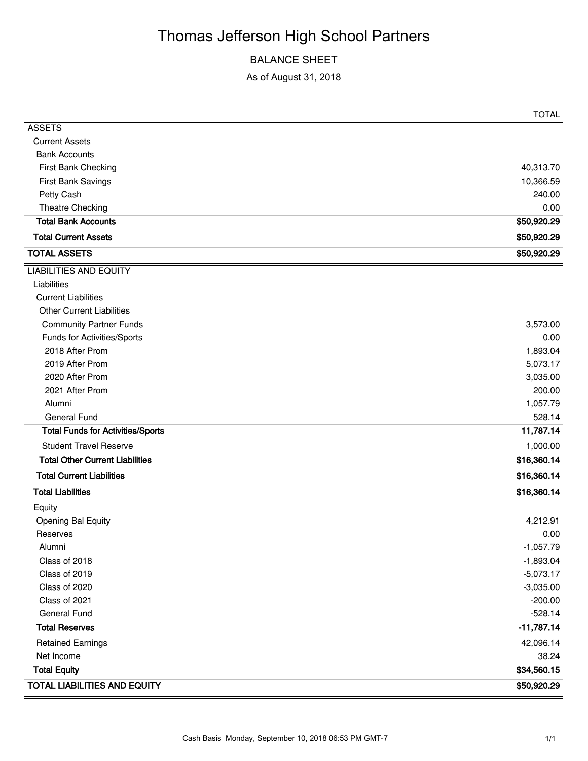# Thomas Jefferson High School Partners

## BALANCE SHEET

As of August 31, 2018

| | TOTAL |
|---|---|
| ASSETS | |
| Current Assets | |
| Bank Accounts | |
| First Bank Checking | 40,313.70 |
| First Bank Savings | 10,366.59 |
| Petty Cash | 240.00 |
| Theatre Checking | 0.00 |
| **Total Bank Accounts** | **$50,920.29** |
| **Total Current Assets** | **$50,920.29** |
| **TOTAL ASSETS** | **$50,920.29** |
| LIABILITIES AND EQUITY | |
| Liabilities | |
| Current Liabilities | |
| Other Current Liabilities | |
| Community Partner Funds | 3,573.00 |
| Funds for Activities/Sports | 0.00 |
| 2018 After Prom | 1,893.04 |
| 2019 After Prom | 5,073.17 |
| 2020 After Prom | 3,035.00 |
| 2021 After Prom | 200.00 |
| Alumni | 1,057.79 |
| General Fund | 528.14 |
| **Total Funds for Activities/Sports** | **11,787.14** |
| Student Travel Reserve | 1,000.00 |
| **Total Other Current Liabilities** | **$16,360.14** |
| **Total Current Liabilities** | **$16,360.14** |
| **Total Liabilities** | **$16,360.14** |
| Equity | |
| Opening Bal Equity | 4,212.91 |
| Reserves | 0.00 |
| Alumni | -1,057.79 |
| Class of 2018 | -1,893.04 |
| Class of 2019 | -5,073.17 |
| Class of 2020 | -3,035.00 |
| Class of 2021 | -200.00 |
| General Fund | -528.14 |
| **Total Reserves** | **-11,787.14** |
| Retained Earnings | 42,096.14 |
| Net Income | 38.24 |
| **Total Equity** | **$34,560.15** |
| **TOTAL LIABILITIES AND EQUITY** | **$50,920.29** |

Cash Basis Monday, September 10, 2018 06:53 PM GMT-7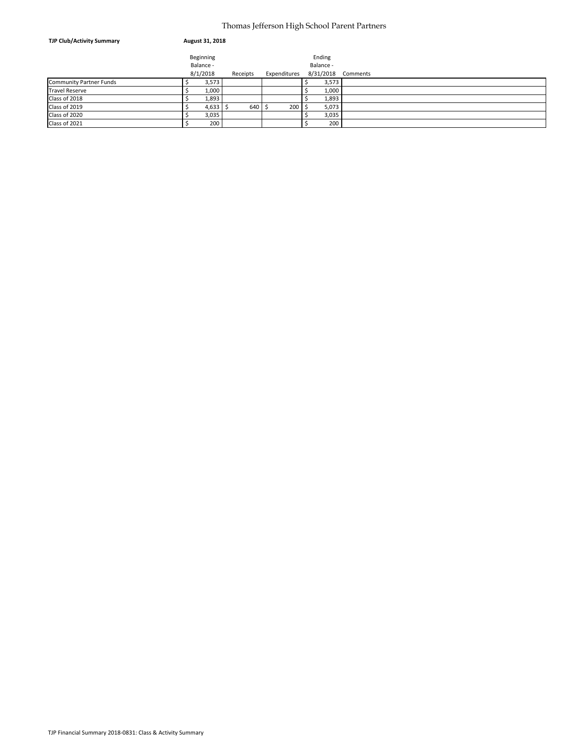# Thomas Jefferson High School Parent Partners

**TJP Club/Activity Summary** **August 31, 2018**

| | Beginning Balance - 8/1/2018 | Receipts | Expenditures | Ending Balance - 8/31/2018 | Comments |
|---|---|---|---|---|---|
| Community Partner Funds | $ 3,573 | | | $ 3,573 | |
| Travel Reserve | $ 1,000 | | | $ 1,000 | |
| Class of 2018 | $ 1,893 | | | $ 1,893 | |
| Class of 2019 | $ 4,633 | $ 640 | $ 200 | $ 5,073 | |
| Class of 2020 | $ 3,035 | | | $ 3,035 | |
| Class of 2021 | $ 200 | | | $ 200 | |

TJP Financial Summary 2018-0831: Class & Activity Summary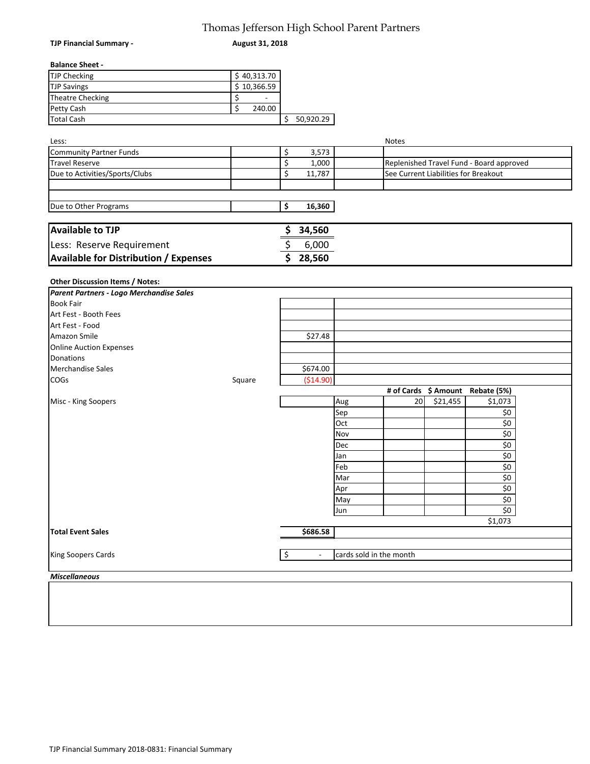# Thomas Jefferson High School Parent Partners

**TJP Financial Summary -** **August 31, 2018**

**Balance Sheet -**

| | | |
|---|---|---|
| TJP Checking | $ 40,313.70 | |
| TJP Savings | $ 10,366.59 | |
| Theatre Checking | $ - | |
| Petty Cash | $ 240.00 | |
| Total Cash | | $ 50,920.29 |

| Less: | | | Notes |
|---|---|---|---|
| Community Partner Funds | | $ 3,573 | |
| Travel Reserve | | $ 1,000 | Replenished Travel Fund - Board approved |
| Due to Activities/Sports/Clubs | | $ 11,787 | See Current Liabilities for Breakout |
| | | | |
| Due to Other Programs | | **$ 16,360** | |

| | |
|---|---|
| **Available to TJP** | **$ 34,560** |
| Less: Reserve Requirement | $ 6,000 |
| **Available for Distribution / Expenses** | **$ 28,560** |

**Other Discussion Items / Notes:**

| | | | | | | |
|---|---|---|---|---|---|---|
| ***Parent Partners - Logo Merchandise Sales*** | | | | | | |
| Book Fair | | | | | | |
| Art Fest - Booth Fees | | | | | | |
| Art Fest - Food | | | | | | |
| Amazon Smile | | $27.48 | | | | |
| Online Auction Expenses | | | | | | |
| Donations | | | | | | |
| Merchandise Sales | | $674.00 | | | | |
| COGs | Square | ($14.90) | | | | |
| | | | | **# of Cards** | **$ Amount** | **Rebate (5%)** |
| Misc - King Soopers | | | Aug | 20 | $21,455 | $1,073 |
| | | | Sep | | | $0 |
| | | | Oct | | | $0 |
| | | | Nov | | | $0 |
| | | | Dec | | | $0 |
| | | | Jan | | | $0 |
| | | | Feb | | | $0 |
| | | | Mar | | | $0 |
| | | | Apr | | | $0 |
| | | | May | | | $0 |
| | | | Jun | | | $0 |
| | | | | | | $1,073 |
| **Total Event Sales** | | **$686.58** | | | | |
| | | | | | | |
| King Soopers Cards | | $ - | cards sold in the month | | | |

***Miscellaneous***

TJP Financial Summary 2018-0831: Financial Summary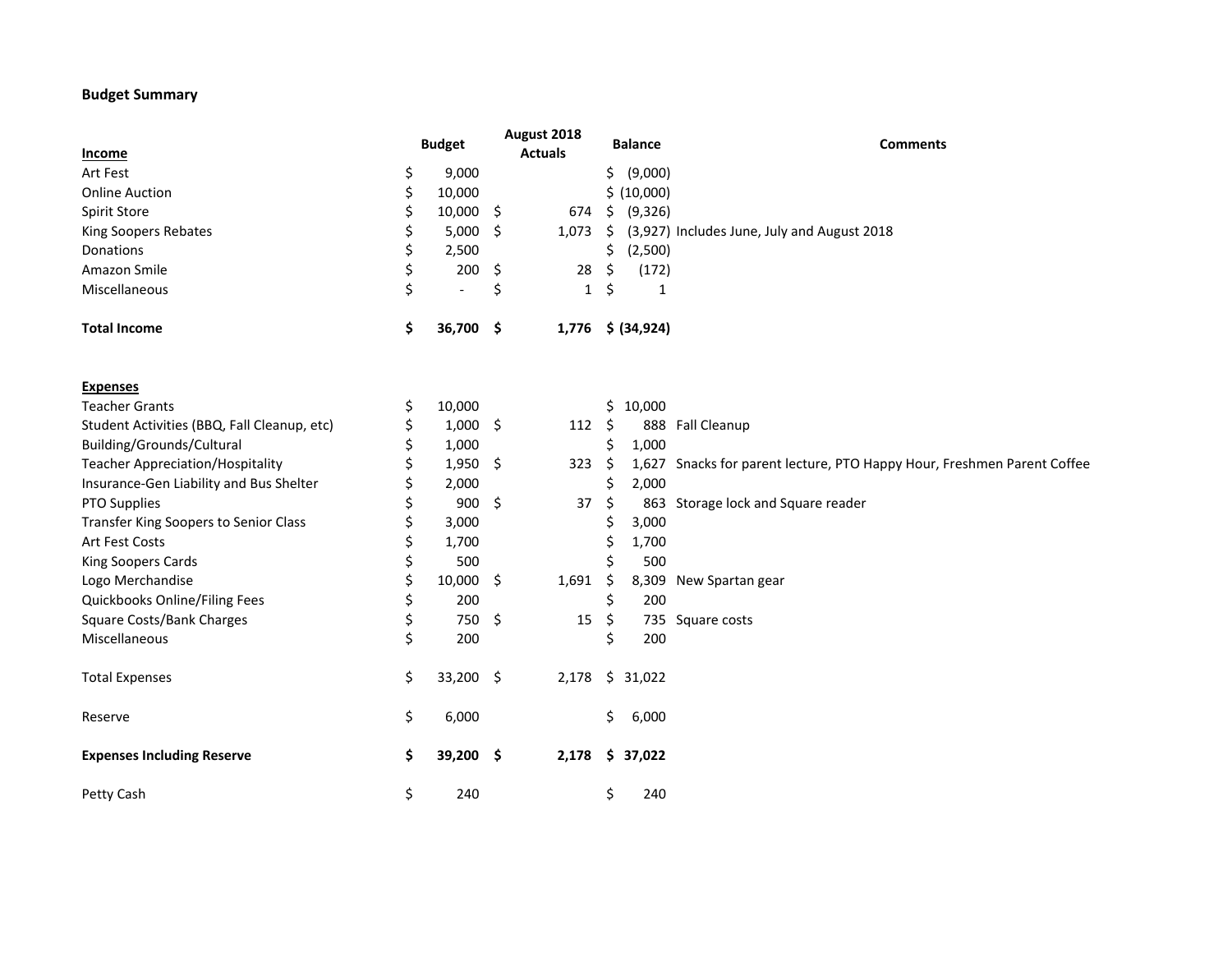**Budget Summary**

| Income | Budget | August 2018 Actuals | Balance | Comments |
|---|---|---|---|---|
| Art Fest | $ 9,000 | | $ (9,000) | |
| Online Auction | $ 10,000 | | $ (10,000) | |
| Spirit Store | $ 10,000 | $ 674 | $ (9,326) | |
| King Soopers Rebates | $ 5,000 | $ 1,073 | $ (3,927) | Includes June, July and August 2018 |
| Donations | $ 2,500 | | $ (2,500) | |
| Amazon Smile | $ 200 | $ 28 | $ (172) | |
| Miscellaneous | $ - | $ 1 | $ 1 | |
| **Total Income** | **$ 36,700** | **$ 1,776** | **$ (34,924)** | |

| Expenses | Budget | August 2018 Actuals | Balance | Comments |
|---|---|---|---|---|
| Teacher Grants | $ 10,000 | | $ 10,000 | |
| Student Activities (BBQ, Fall Cleanup, etc) | $ 1,000 | $ 112 | $ 888 | Fall Cleanup |
| Building/Grounds/Cultural | $ 1,000 | | $ 1,000 | |
| Teacher Appreciation/Hospitality | $ 1,950 | $ 323 | $ 1,627 | Snacks for parent lecture, PTO Happy Hour, Freshmen Parent Coffee |
| Insurance-Gen Liability and Bus Shelter | $ 2,000 | | $ 2,000 | |
| PTO Supplies | $ 900 | $ 37 | $ 863 | Storage lock and Square reader |
| Transfer King Soopers to Senior Class | $ 3,000 | | $ 3,000 | |
| Art Fest Costs | $ 1,700 | | $ 1,700 | |
| King Soopers Cards | $ 500 | | $ 500 | |
| Logo Merchandise | $ 10,000 | $ 1,691 | $ 8,309 | New Spartan gear |
| Quickbooks Online/Filing Fees | $ 200 | | $ 200 | |
| Square Costs/Bank Charges | $ 750 | $ 15 | $ 735 | Square costs |
| Miscellaneous | $ 200 | | $ 200 | |
| Total Expenses | $ 33,200 | $ 2,178 | $ 31,022 | |
| Reserve | $ 6,000 | | $ 6,000 | |
| **Expenses Including Reserve** | **$ 39,200** | **$ 2,178** | **$ 37,022** | |
| Petty Cash | $ 240 | | $ 240 | |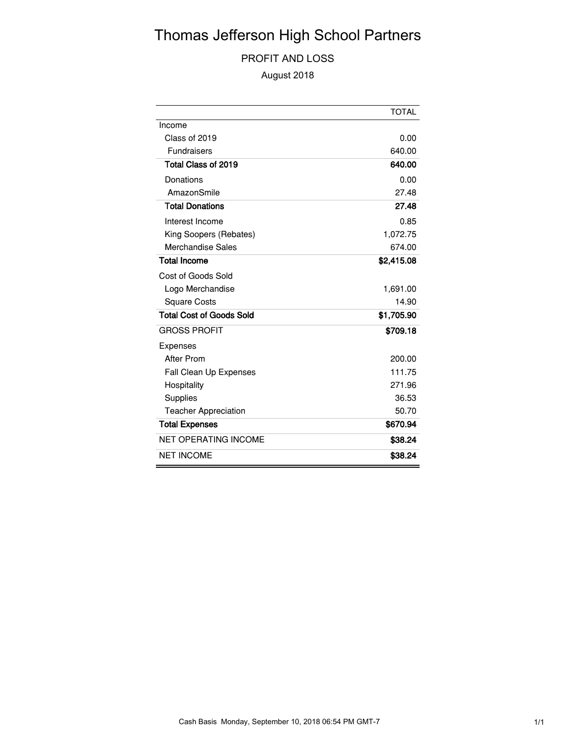# Thomas Jefferson High School Partners

## PROFIT AND LOSS

August 2018

| | TOTAL |
|---|---|
| Income | |
| Class of 2019 | 0.00 |
| Fundraisers | 640.00 |
| **Total Class of 2019** | **640.00** |
| Donations | 0.00 |
| AmazonSmile | 27.48 |
| **Total Donations** | **27.48** |
| Interest Income | 0.85 |
| King Soopers (Rebates) | 1,072.75 |
| Merchandise Sales | 674.00 |
| **Total Income** | **$2,415.08** |
| Cost of Goods Sold | |
| Logo Merchandise | 1,691.00 |
| Square Costs | 14.90 |
| **Total Cost of Goods Sold** | **$1,705.90** |
| GROSS PROFIT | **$709.18** |
| Expenses | |
| After Prom | 200.00 |
| Fall Clean Up Expenses | 111.75 |
| Hospitality | 271.96 |
| Supplies | 36.53 |
| Teacher Appreciation | 50.70 |
| **Total Expenses** | **$670.94** |
| NET OPERATING INCOME | **$38.24** |
| NET INCOME | **$38.24** |

Cash Basis Monday, September 10, 2018 06:54 PM GMT-7